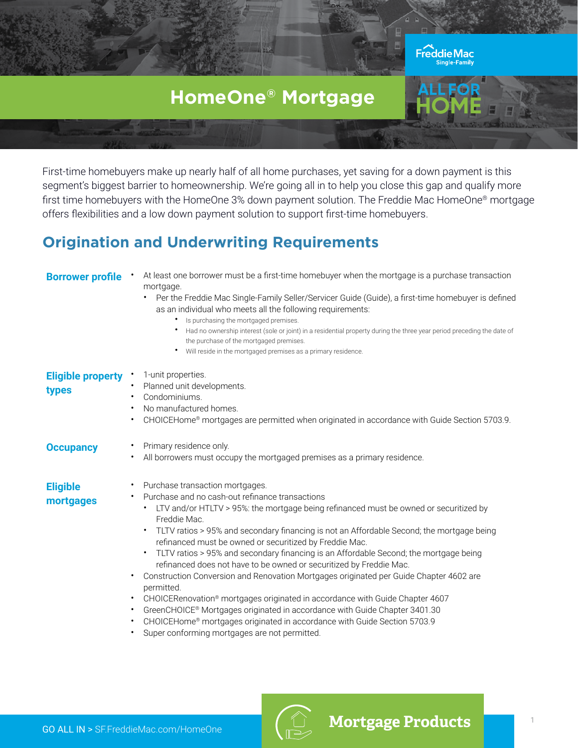# HomeOne® Mortgage

First-time homebuyers make up nearly half of all home purchases, yet saving for a down payment is this segment's biggest barrier to homeownership. We're going all in to help you close this gap and qualify more first time homebuyers with the HomeOne 3% down payment solution. The Freddie Mac HomeOne® mortgage offers flexibilities and a low down payment solution to support first-time homebuyers.

## Origination and Underwriting Requirements

### Borrower profile

- At least one borrower must be a first-time homebuyer when the mortgage is a purchase transaction mortgage.
  - Per the Freddie Mac Single-Family Seller/Servicer Guide (Guide), a first-time homebuyer is defined as an individual who meets all the following requirements:
    - Is purchasing the mortgaged premises.
    - Had no ownership interest (sole or joint) in a residential property during the three year period preceding the date of the purchase of the mortgaged premises.
    - Will reside in the mortgaged premises as a primary residence.

### Eligible property types

- 1-unit properties.
- Planned unit developments.
- Condominiums.
- No manufactured homes.
- CHOICEHome® mortgages are permitted when originated in accordance with Guide Section 5703.9.

### Occupancy

- Primary residence only.
- All borrowers must occupy the mortgaged premises as a primary residence.

### Eligible mortgages

- Purchase transaction mortgages.
- Purchase and no cash-out refinance transactions
  - LTV and/or HTLTV > 95%: the mortgage being refinanced must be owned or securitized by Freddie Mac.
  - TLTV ratios > 95% and secondary financing is not an Affordable Second; the mortgage being refinanced must be owned or securitized by Freddie Mac.
  - TLTV ratios > 95% and secondary financing is an Affordable Second; the mortgage being refinanced does not have to be owned or securitized by Freddie Mac.
- Construction Conversion and Renovation Mortgages originated per Guide Chapter 4602 are permitted.
- CHOICERenovation® mortgages originated in accordance with Guide Chapter 4607
- GreenCHOICE® Mortgages originated in accordance with Guide Chapter 3401.30
- CHOICEHome® mortgages originated in accordance with Guide Section 5703.9
- Super conforming mortgages are not permitted.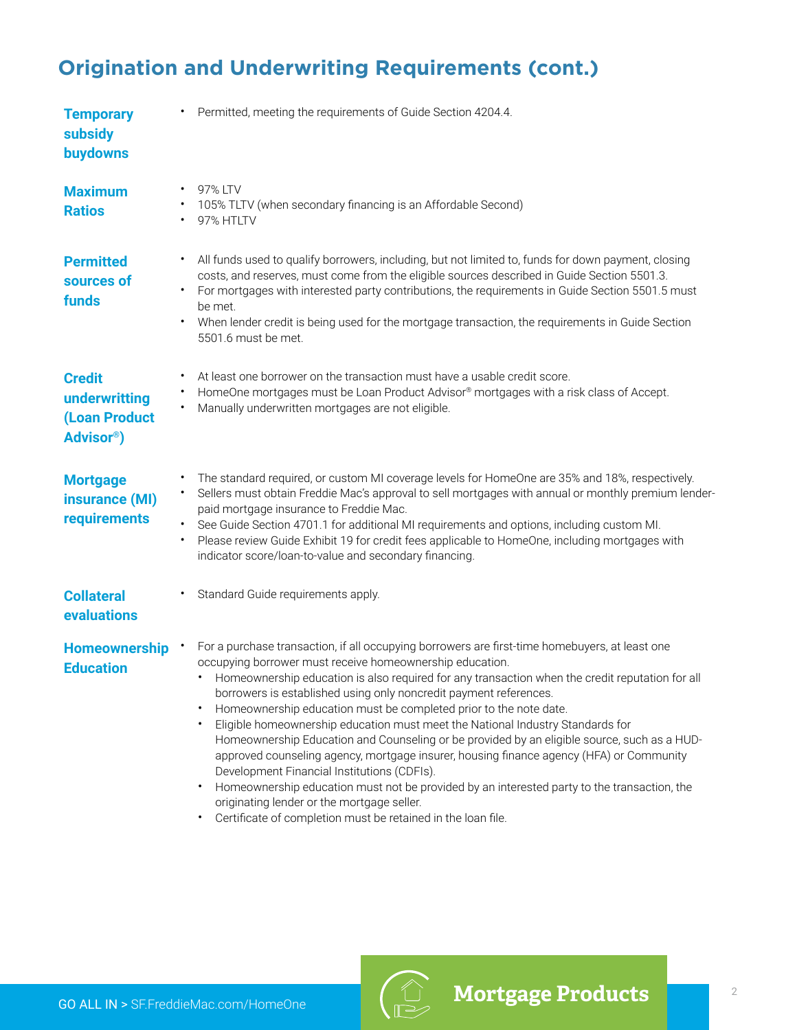## Origination and Underwriting Requirements (cont.)

**Temporary subsidy buydowns**

- Permitted, meeting the requirements of Guide Section 4204.4.

**Maximum Ratios**

- 97% LTV
- 105% TLTV (when secondary financing is an Affordable Second)
- 97% HTLTV

**Permitted sources of funds**

- All funds used to qualify borrowers, including, but not limited to, funds for down payment, closing costs, and reserves, must come from the eligible sources described in Guide Section 5501.3.
- For mortgages with interested party contributions, the requirements in Guide Section 5501.5 must be met.
- When lender credit is being used for the mortgage transaction, the requirements in Guide Section 5501.6 must be met.

**Credit underwritting (Loan Product Advisor®)**

- At least one borrower on the transaction must have a usable credit score.
- HomeOne mortgages must be Loan Product Advisor® mortgages with a risk class of Accept.
- Manually underwritten mortgages are not eligible.

**Mortgage insurance (MI) requirements**

- The standard required, or custom MI coverage levels for HomeOne are 35% and 18%, respectively.
- Sellers must obtain Freddie Mac's approval to sell mortgages with annual or monthly premium lender-paid mortgage insurance to Freddie Mac.
- See Guide Section 4701.1 for additional MI requirements and options, including custom MI.
- Please review Guide Exhibit 19 for credit fees applicable to HomeOne, including mortgages with indicator score/loan-to-value and secondary financing.

**Collateral evaluations**

- Standard Guide requirements apply.

**Homeownership Education**

- For a purchase transaction, if all occupying borrowers are first-time homebuyers, at least one occupying borrower must receive homeownership education.
  - Homeownership education is also required for any transaction when the credit reputation for all borrowers is established using only noncredit payment references.
  - Homeownership education must be completed prior to the note date.
  - Eligible homeownership education must meet the National Industry Standards for Homeownership Education and Counseling or be provided by an eligible source, such as a HUD-approved counseling agency, mortgage insurer, housing finance agency (HFA) or Community Development Financial Institutions (CDFIs).
  - Homeownership education must not be provided by an interested party to the transaction, the originating lender or the mortgage seller.
  - Certificate of completion must be retained in the loan file.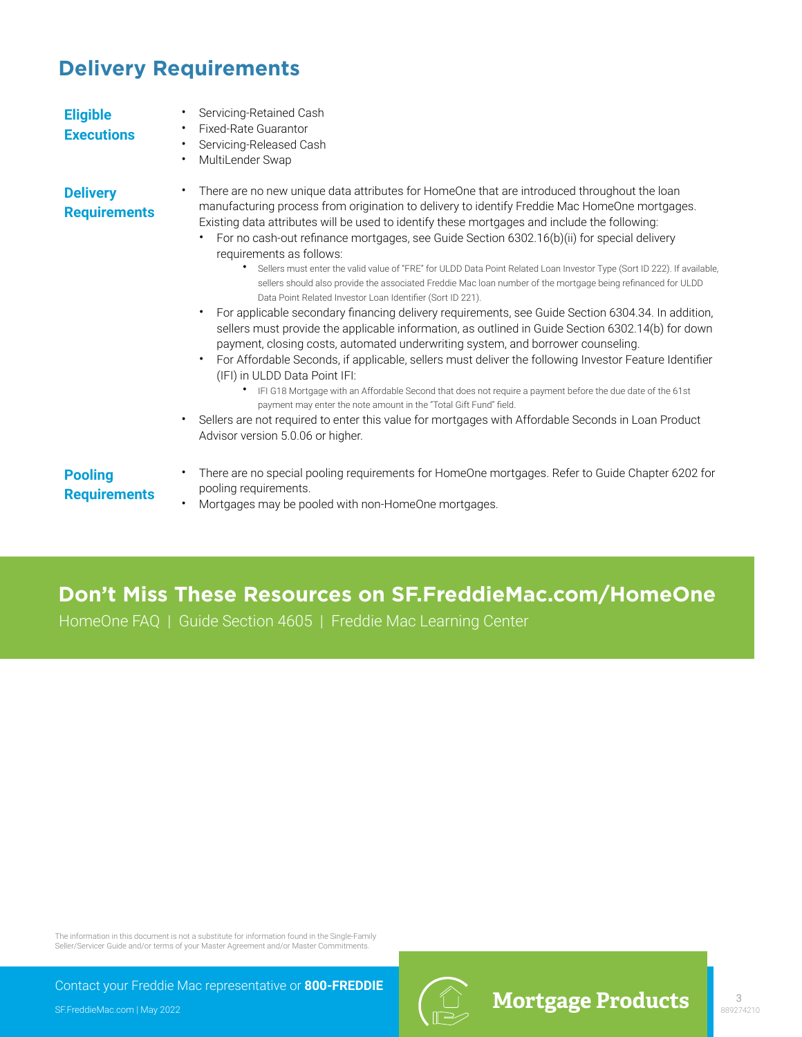## Delivery Requirements

**Eligible Executions**

- Servicing-Retained Cash
- Fixed-Rate Guarantor
- Servicing-Released Cash
- MultiLender Swap

**Delivery Requirements**

- There are no new unique data attributes for HomeOne that are introduced throughout the loan manufacturing process from origination to delivery to identify Freddie Mac HomeOne mortgages. Existing data attributes will be used to identify these mortgages and include the following:
  - For no cash-out refinance mortgages, see Guide Section 6302.16(b)(ii) for special delivery requirements as follows:
    - Sellers must enter the valid value of "FRE" for ULDD Data Point Related Loan Investor Type (Sort ID 222). If available, sellers should also provide the associated Freddie Mac loan number of the mortgage being refinanced for ULDD Data Point Related Investor Loan Identifier (Sort ID 221).
  - For applicable secondary financing delivery requirements, see Guide Section 6304.34. In addition, sellers must provide the applicable information, as outlined in Guide Section 6302.14(b) for down payment, closing costs, automated underwriting system, and borrower counseling.
  - For Affordable Seconds, if applicable, sellers must deliver the following Investor Feature Identifier (IFI) in ULDD Data Point IFI:
    - IFI G18 Mortgage with an Affordable Second that does not require a payment before the due date of the 61st payment may enter the note amount in the "Total Gift Fund" field.
- Sellers are not required to enter this value for mortgages with Affordable Seconds in Loan Product Advisor version 5.0.06 or higher.

**Pooling Requirements**

- There are no special pooling requirements for HomeOne mortgages. Refer to Guide Chapter 6202 for pooling requirements.
- Mortgages may be pooled with non-HomeOne mortgages.

## Don't Miss These Resources on SF.FreddieMac.com/HomeOne

HomeOne FAQ | Guide Section 4605 | Freddie Mac Learning Center

The information in this document is not a substitute for information found in the Single-Family Seller/Servicer Guide and/or terms of your Master Agreement and/or Master Commitments.

Contact your Freddie Mac representative or **800-FREDDIE**

SF.FreddieMac.com | May 2022

**Mortgage Products**

889274210